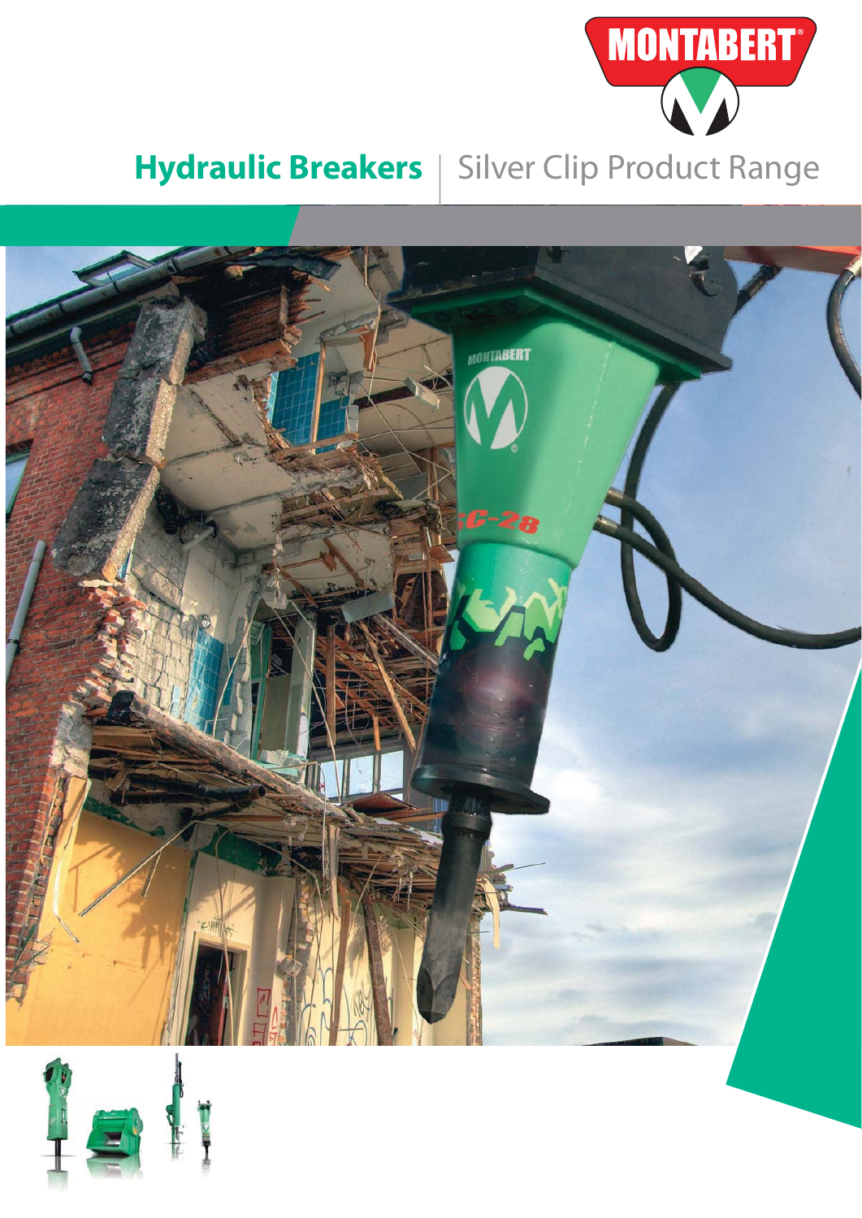MONTABERT

# Hydraulic Breakers | Silver Clip Product Range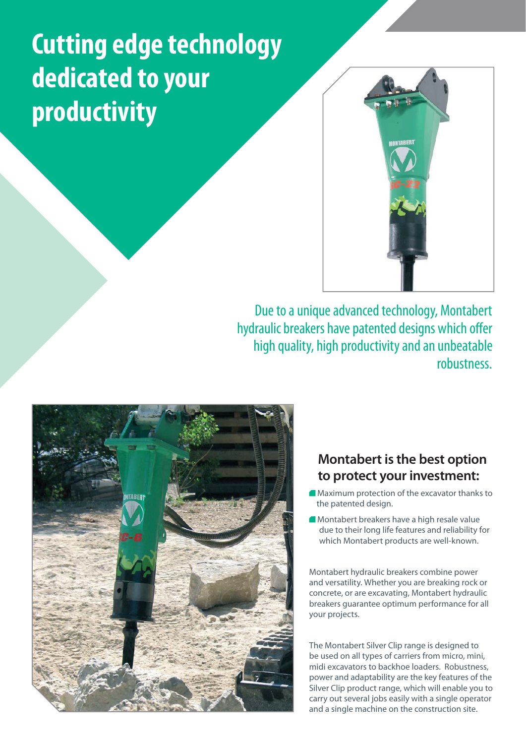# Cutting edge technology dedicated to your productivity

Due to a unique advanced technology, Montabert hydraulic breakers have patented designs which offer high quality, high productivity and an unbeatable robustness.

## Montabert is the best option to protect your investment:

- Maximum protection of the excavator thanks to the patented design.
- Montabert breakers have a high resale value due to their long life features and reliability for which Montabert products are well-known.

Montabert hydraulic breakers combine power and versatility. Whether you are breaking rock or concrete, or are excavating, Montabert hydraulic breakers guarantee optimum performance for all your projects.

The Montabert Silver Clip range is designed to be used on all types of carriers from micro, mini, midi excavators to backhoe loaders. Robustness, power and adaptability are the key features of the Silver Clip product range, which will enable you to carry out several jobs easily with a single operator and a single machine on the construction site.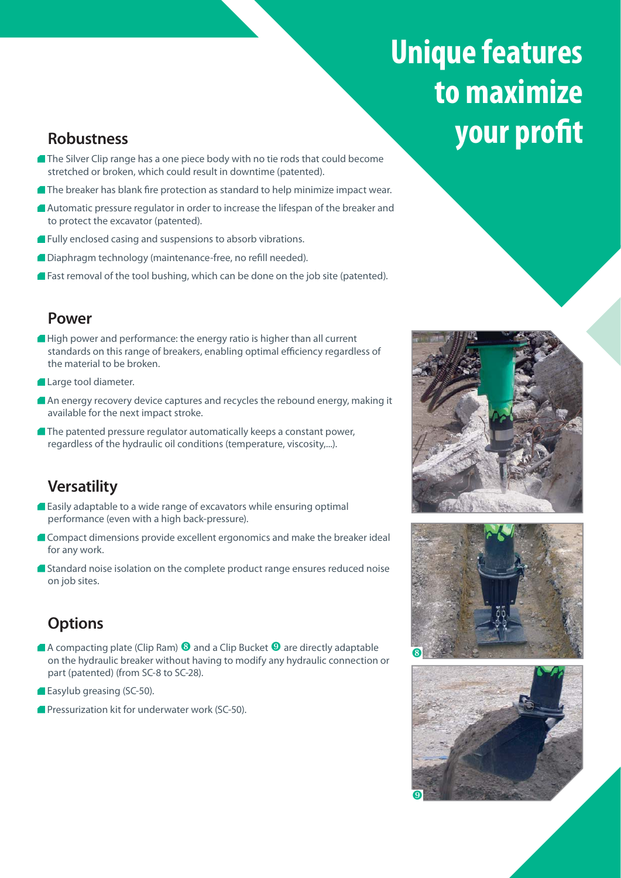# Unique features to maximize your profit

## Robustness

- The Silver Clip range has a one piece body with no tie rods that could become stretched or broken, which could result in downtime (patented).
- The breaker has blank fire protection as standard to help minimize impact wear.
- Automatic pressure regulator in order to increase the lifespan of the breaker and to protect the excavator (patented).
- Fully enclosed casing and suspensions to absorb vibrations.
- Diaphragm technology (maintenance-free, no refill needed).
- Fast removal of the tool bushing, which can be done on the job site (patented).

## Power

- High power and performance: the energy ratio is higher than all current standards on this range of breakers, enabling optimal efficiency regardless of the material to be broken.
- Large tool diameter.
- An energy recovery device captures and recycles the rebound energy, making it available for the next impact stroke.
- The patented pressure regulator automatically keeps a constant power, regardless of the hydraulic oil conditions (temperature, viscosity,...).

## Versatility

- Easily adaptable to a wide range of excavators while ensuring optimal performance (even with a high back-pressure).
- Compact dimensions provide excellent ergonomics and make the breaker ideal for any work.
- Standard noise isolation on the complete product range ensures reduced noise on job sites.

## Options

- A compacting plate (Clip Ram) 8 and a Clip Bucket 9 are directly adaptable on the hydraulic breaker without having to modify any hydraulic connection or part (patented) (from SC-8 to SC-28).
- Easylub greasing (SC-50).
- Pressurization kit for underwater work (SC-50).

8

9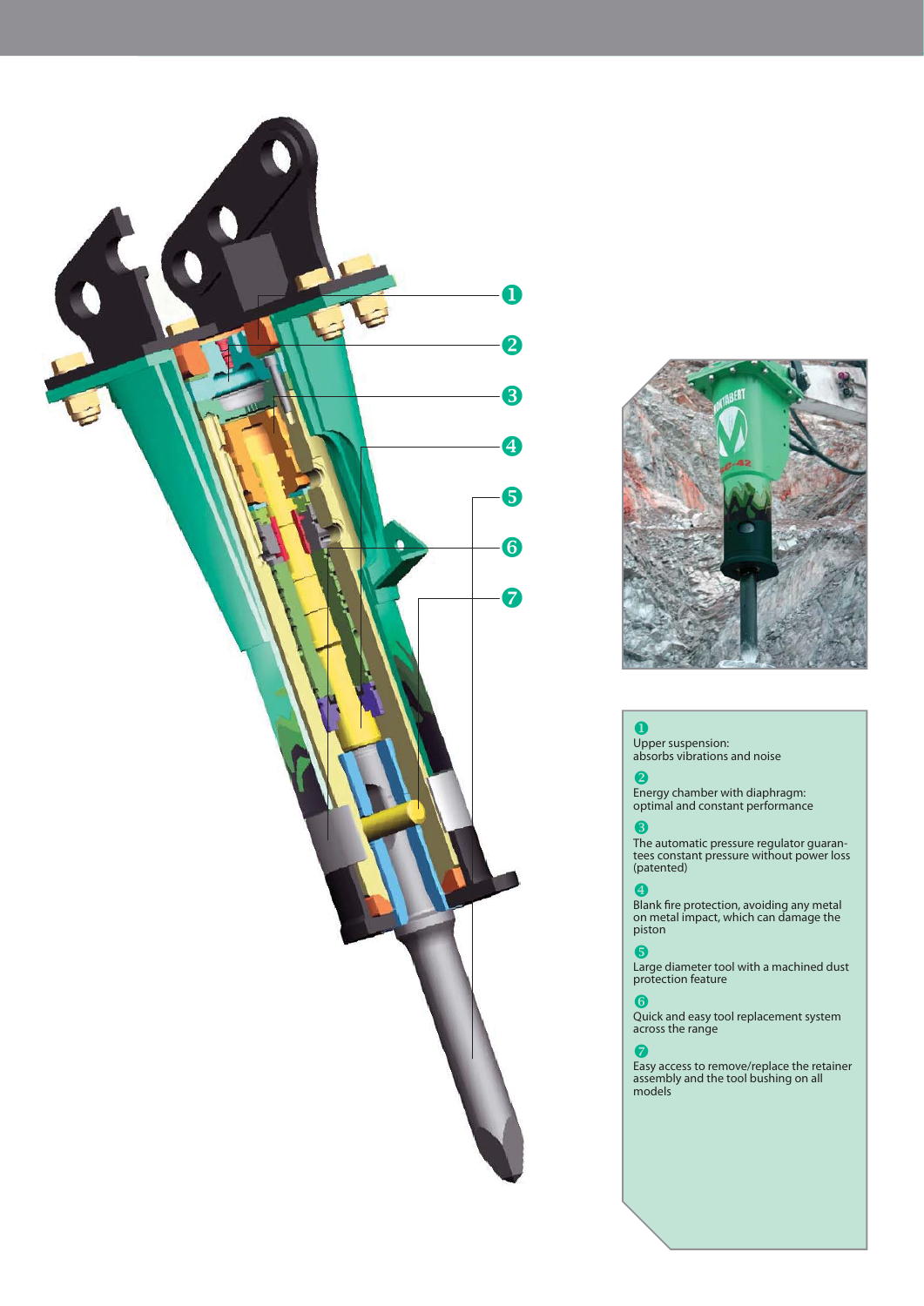1. Upper suspension: absorbs vibrations and noise
2. Energy chamber with diaphragm: optimal and constant performance
3. The automatic pressure regulator guarantees constant pressure without power loss (patented)
4. Blank fire protection, avoiding any metal on metal impact, which can damage the piston
5. Large diameter tool with a machined dust protection feature
6. Quick and easy tool replacement system across the range
7. Easy access to remove/replace the retainer assembly and the tool bushing on all models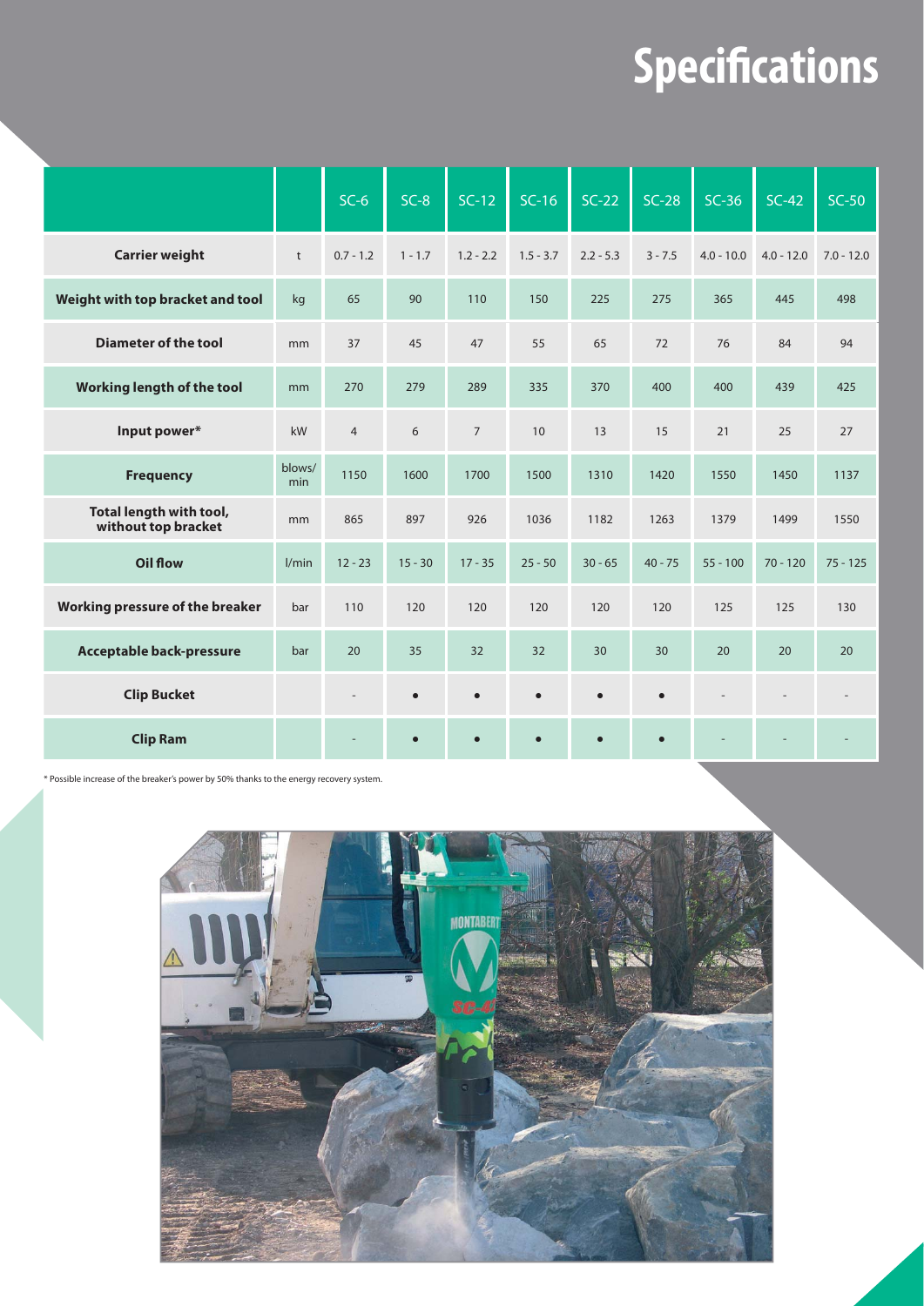# Specifications

| | | SC-6 | SC-8 | SC-12 | SC-16 | SC-22 | SC-28 | SC-36 | SC-42 | SC-50 |
|---|---|---|---|---|---|---|---|---|---|---|
| **Carrier weight** | t | 0.7 - 1.2 | 1 - 1.7 | 1.2 - 2.2 | 1.5 - 3.7 | 2.2 - 5.3 | 3 - 7.5 | 4.0 - 10.0 | 4.0 - 12.0 | 7.0 - 12.0 |
| **Weight with top bracket and tool** | kg | 65 | 90 | 110 | 150 | 225 | 275 | 365 | 445 | 498 |
| **Diameter of the tool** | mm | 37 | 45 | 47 | 55 | 65 | 72 | 76 | 84 | 94 |
| **Working length of the tool** | mm | 270 | 279 | 289 | 335 | 370 | 400 | 400 | 439 | 425 |
| **Input power*** | kW | 4 | 6 | 7 | 10 | 13 | 15 | 21 | 25 | 27 |
| **Frequency** | blows/min | 1150 | 1600 | 1700 | 1500 | 1310 | 1420 | 1550 | 1450 | 1137 |
| **Total length with tool, without top bracket** | mm | 865 | 897 | 926 | 1036 | 1182 | 1263 | 1379 | 1499 | 1550 |
| **Oil flow** | l/min | 12 - 23 | 15 - 30 | 17 - 35 | 25 - 50 | 30 - 65 | 40 - 75 | 55 - 100 | 70 - 120 | 75 - 125 |
| **Working pressure of the breaker** | bar | 110 | 120 | 120 | 120 | 120 | 120 | 125 | 125 | 130 |
| **Acceptable back-pressure** | bar | 20 | 35 | 32 | 32 | 30 | 30 | 20 | 20 | 20 |
| **Clip Bucket** | | - | ● | ● | ● | ● | ● | - | - | - |
| **Clip Ram** | | - | ● | ● | ● | ● | ● | - | - | - |

* Possible increase of the breaker's power by 50% thanks to the energy recovery system.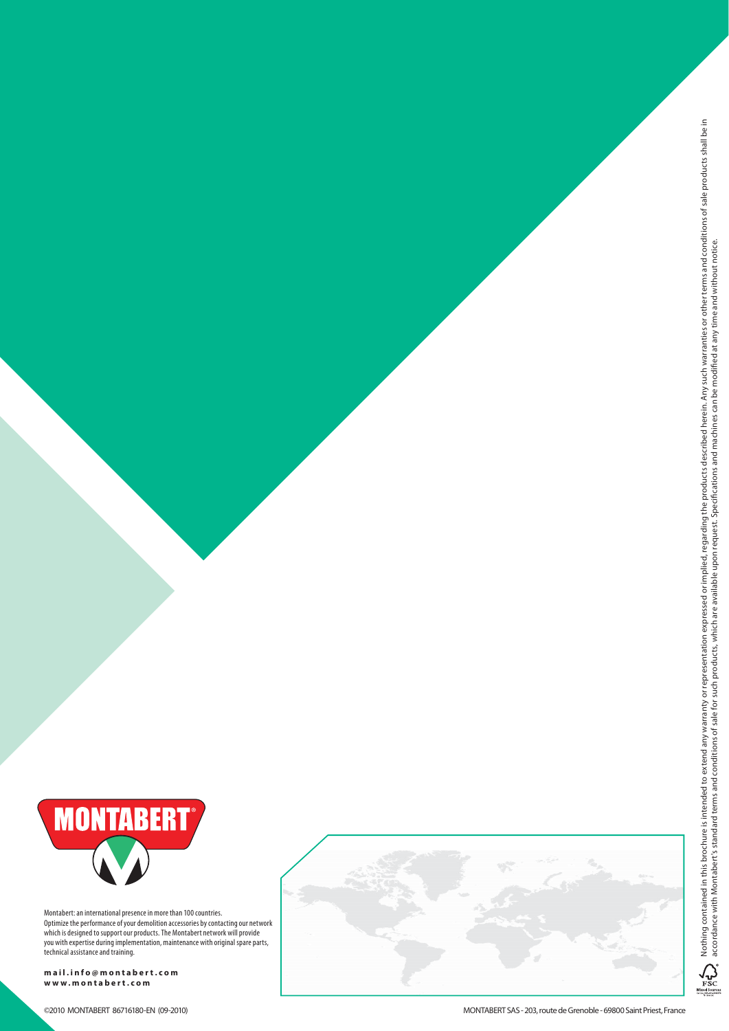MONTABERT®

Montabert: an international presence in more than 100 countries.
Optimize the performance of your demolition accessories by contacting our network which is designed to support our products. The Montabert network will provide you with expertise during implementation, maintenance with original spare parts, technical assistance and training.

**mail.info@montabert.com**
**www.montabert.com**

©2010 MONTABERT 86716180-EN (09-2010)

MONTABERT SAS - 203, route de Grenoble - 69800 Saint Priest, France

Nothing contained in this brochure is intended to extend any warranty or representation expressed or implied, regarding the products described herein. Any such warranties or other terms and conditions of sale products shall be in accordance with Montabert's standard terms and conditions of sale for such products, which are available upon request. Specifications and machines can be modified at any time and without notice.

FSC Mixed Sources